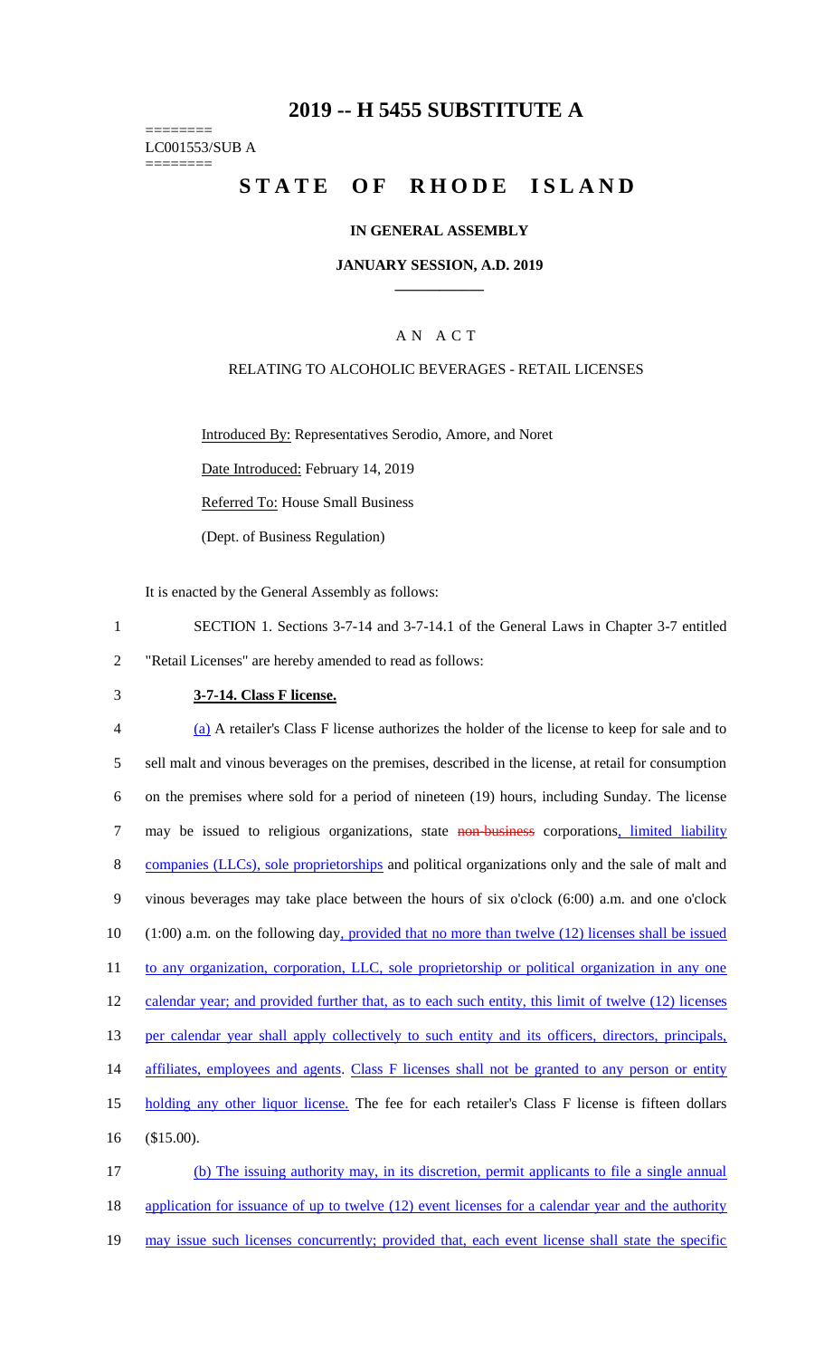# 2019 -- H 5455 SUBSTITUTE A

========
LC001553/SUB A
========

# STATE OF RHODE ISLAND

**IN GENERAL ASSEMBLY**

**JANUARY SESSION, A.D. 2019**

A N A C T

RELATING TO ALCOHOLIC BEVERAGES - RETAIL LICENSES

Introduced By: Representatives Serodio, Amore, and Noret

Date Introduced: February 14, 2019

Referred To: House Small Business

(Dept. of Business Regulation)

It is enacted by the General Assembly as follows:

1 SECTION 1. Sections 3-7-14 and 3-7-14.1 of the General Laws in Chapter 3-7 entitled
2 "Retail Licenses" are hereby amended to read as follows:

3 **3-7-14. Class F license.**

4 (a) A retailer's Class F license authorizes the holder of the license to keep for sale and to
5 sell malt and vinous beverages on the premises, described in the license, at retail for consumption
6 on the premises where sold for a period of nineteen (19) hours, including Sunday. The license
7 may be issued to religious organizations, state ~~non-business~~ corporations, limited liability
8 companies (LLCs), sole proprietorships and political organizations only and the sale of malt and
9 vinous beverages may take place between the hours of six o'clock (6:00) a.m. and one o'clock
10 (1:00) a.m. on the following day, provided that no more than twelve (12) licenses shall be issued
11 to any organization, corporation, LLC, sole proprietorship or political organization in any one
12 calendar year; and provided further that, as to each such entity, this limit of twelve (12) licenses
13 per calendar year shall apply collectively to such entity and its officers, directors, principals,
14 affiliates, employees and agents. Class F licenses shall not be granted to any person or entity
15 holding any other liquor license. The fee for each retailer's Class F license is fifteen dollars
16 ($15.00).

17 (b) The issuing authority may, in its discretion, permit applicants to file a single annual
18 application for issuance of up to twelve (12) event licenses for a calendar year and the authority
19 may issue such licenses concurrently; provided that, each event license shall state the specific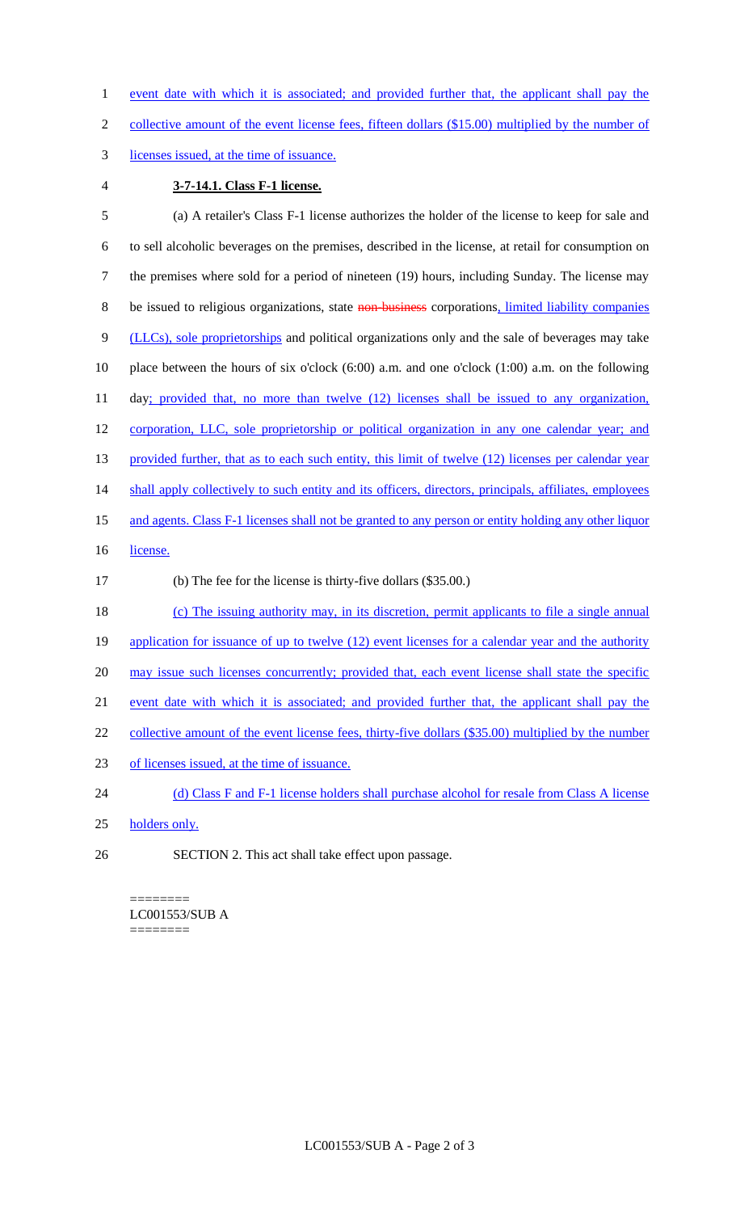event date with which it is associated; and provided further that, the applicant shall pay the collective amount of the event license fees, fifteen dollars ($15.00) multiplied by the number of licenses issued, at the time of issuance.

**3-7-14.1. Class F-1 license.**

(a) A retailer's Class F-1 license authorizes the holder of the license to keep for sale and to sell alcoholic beverages on the premises, described in the license, at retail for consumption on the premises where sold for a period of nineteen (19) hours, including Sunday. The license may be issued to religious organizations, state ~~non-business~~ corporations, limited liability companies (LLCs), sole proprietorships and political organizations only and the sale of beverages may take place between the hours of six o'clock (6:00) a.m. and one o'clock (1:00) a.m. on the following day; provided that, no more than twelve (12) licenses shall be issued to any organization, corporation, LLC, sole proprietorship or political organization in any one calendar year; and provided further, that as to each such entity, this limit of twelve (12) licenses per calendar year shall apply collectively to such entity and its officers, directors, principals, affiliates, employees and agents. Class F-1 licenses shall not be granted to any person or entity holding any other liquor license.

(b) The fee for the license is thirty-five dollars ($35.00.)

(c) The issuing authority may, in its discretion, permit applicants to file a single annual application for issuance of up to twelve (12) event licenses for a calendar year and the authority may issue such licenses concurrently; provided that, each event license shall state the specific event date with which it is associated; and provided further that, the applicant shall pay the collective amount of the event license fees, thirty-five dollars ($35.00) multiplied by the number of licenses issued, at the time of issuance.

(d) Class F and F-1 license holders shall purchase alcohol for resale from Class A license holders only.

SECTION 2. This act shall take effect upon passage.

========
LC001553/SUB A
========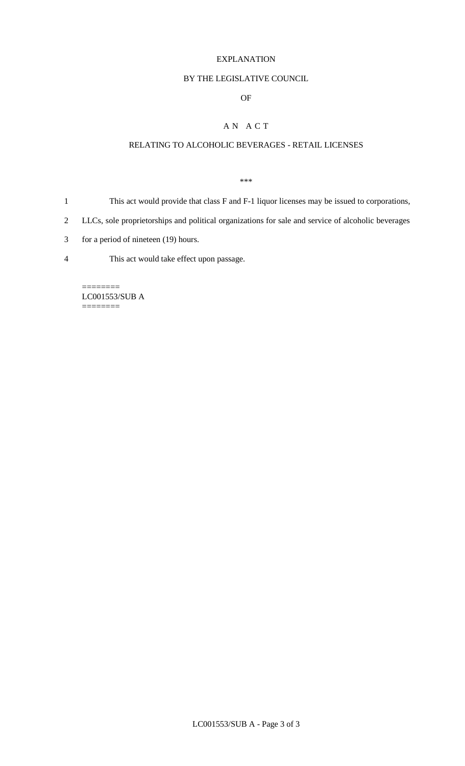EXPLANATION

BY THE LEGISLATIVE COUNCIL

OF

A N A C T

RELATING TO ALCOHOLIC BEVERAGES - RETAIL LICENSES

\*\*\*

1 This act would provide that class F and F-1 liquor licenses may be issued to corporations,
2 LLCs, sole proprietorships and political organizations for sale and service of alcoholic beverages
3 for a period of nineteen (19) hours.
4 This act would take effect upon passage.

========
LC001553/SUB A
========